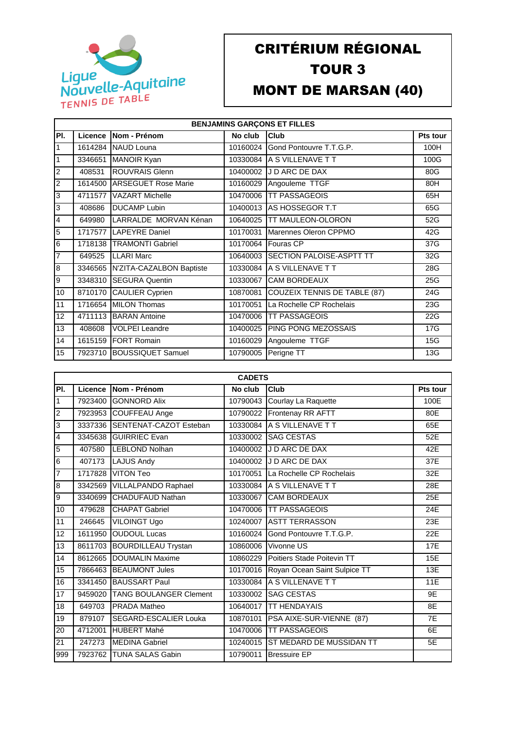Ligue Nouvelle-Aquitaine TENNIS DE TABLE

# CRITÉRIUM RÉGIONAL
# TOUR 3
# MONT DE MARSAN (40)

| BENJAMINS GARÇONS ET FILLES | | | | | |
|---|---|---|---|---|---|
| **Pl.** | **Licence** | **Nom - Prénom** | **No club** | **Club** | **Pts tour** |
| 1 | 1614284 | NAUD Louna | 10160024 | Gond Pontouvre T.T.G.P. | 100H |
| 1 | 3346651 | MANOIR Kyan | 10330084 | A S VILLENAVE T T | 100G |
| 2 | 408531 | ROUVRAIS Glenn | 10400002 | J D ARC DE DAX | 80G |
| 2 | 1614500 | ARSEGUET Rose Marie | 10160029 | Angouleme TTGF | 80H |
| 3 | 4711577 | VAZART Michelle | 10470006 | TT PASSAGEOIS | 65H |
| 3 | 408686 | DUCAMP Lubin | 10400013 | AS HOSSEGOR T.T | 65G |
| 4 | 649980 | LARRALDE MORVAN Kénan | 10640025 | TT MAULEON-OLORON | 52G |
| 5 | 1717577 | LAPEYRE Daniel | 10170031 | Marennes Oleron CPPMO | 42G |
| 6 | 1718138 | TRAMONTI Gabriel | 10170064 | Fouras CP | 37G |
| 7 | 649525 | LLARI Marc | 10640003 | SECTION PALOISE-ASPTT TT | 32G |
| 8 | 3346565 | N'ZITA-CAZALBON Baptiste | 10330084 | A S VILLENAVE T T | 28G |
| 9 | 3348310 | SEGURA Quentin | 10330067 | CAM BORDEAUX | 25G |
| 10 | 8710170 | CAULIER Cyprien | 10870081 | COUZEIX TENNIS DE TABLE (87) | 24G |
| 11 | 1716654 | MILON Thomas | 10170051 | La Rochelle CP Rochelais | 23G |
| 12 | 4711113 | BARAN Antoine | 10470006 | TT PASSAGEOIS | 22G |
| 13 | 408608 | VOLPEI Leandre | 10400025 | PING PONG MEZOSSAIS | 17G |
| 14 | 1615159 | FORT Romain | 10160029 | Angouleme TTGF | 15G |
| 15 | 7923710 | BOUSSIQUET Samuel | 10790005 | Perigne TT | 13G |

| CADETS | | | | | |
|---|---|---|---|---|---|
| **Pl.** | **Licence** | **Nom - Prénom** | **No club** | **Club** | **Pts tour** |
| 1 | 7923400 | GONNORD Alix | 10790043 | Courlay La Raquette | 100E |
| 2 | 7923953 | COUFFEAU Ange | 10790022 | Frontenay RR AFTT | 80E |
| 3 | 3337336 | SENTENAT-CAZOT Esteban | 10330084 | A S VILLENAVE T T | 65E |
| 4 | 3345638 | GUIRRIEC Evan | 10330002 | SAG CESTAS | 52E |
| 5 | 407580 | LEBLOND Nolhan | 10400002 | J D ARC DE DAX | 42E |
| 6 | 407173 | LAJUS Andy | 10400002 | J D ARC DE DAX | 37E |
| 7 | 1717828 | VITON Teo | 10170051 | La Rochelle CP Rochelais | 32E |
| 8 | 3342569 | VILLALPANDO Raphael | 10330084 | A S VILLENAVE T T | 28E |
| 9 | 3340699 | CHADUFAUD Nathan | 10330067 | CAM BORDEAUX | 25E |
| 10 | 479628 | CHAPAT Gabriel | 10470006 | TT PASSAGEOIS | 24E |
| 11 | 246645 | VILOINGT Ugo | 10240007 | ASTT TERRASSON | 23E |
| 12 | 1611950 | OUDOUL Lucas | 10160024 | Gond Pontouvre T.T.G.P. | 22E |
| 13 | 8611703 | BOURDILLEAU Trystan | 10860006 | Vivonne US | 17E |
| 14 | 8612665 | DOUMALIN Maxime | 10860229 | Poitiers Stade Poitevin TT | 15E |
| 15 | 7866463 | BEAUMONT Jules | 10170016 | Royan Ocean Saint Sulpice TT | 13E |
| 16 | 3341450 | BAUSSART Paul | 10330084 | A S VILLENAVE T T | 11E |
| 17 | 9459020 | TANG BOULANGER Clement | 10330002 | SAG CESTAS | 9E |
| 18 | 649703 | PRADA Matheo | 10640017 | TT HENDAYAIS | 8E |
| 19 | 879107 | SEGARD-ESCALIER Louka | 10870101 | PSA AIXE-SUR-VIENNE (87) | 7E |
| 20 | 4712001 | HUBERT Mahé | 10470006 | TT PASSAGEOIS | 6E |
| 21 | 247273 | MEDINA Gabriel | 10240015 | ST MEDARD DE MUSSIDAN TT | 5E |
| 999 | 7923762 | TUNA SALAS Gabin | 10790011 | Bressuire EP | |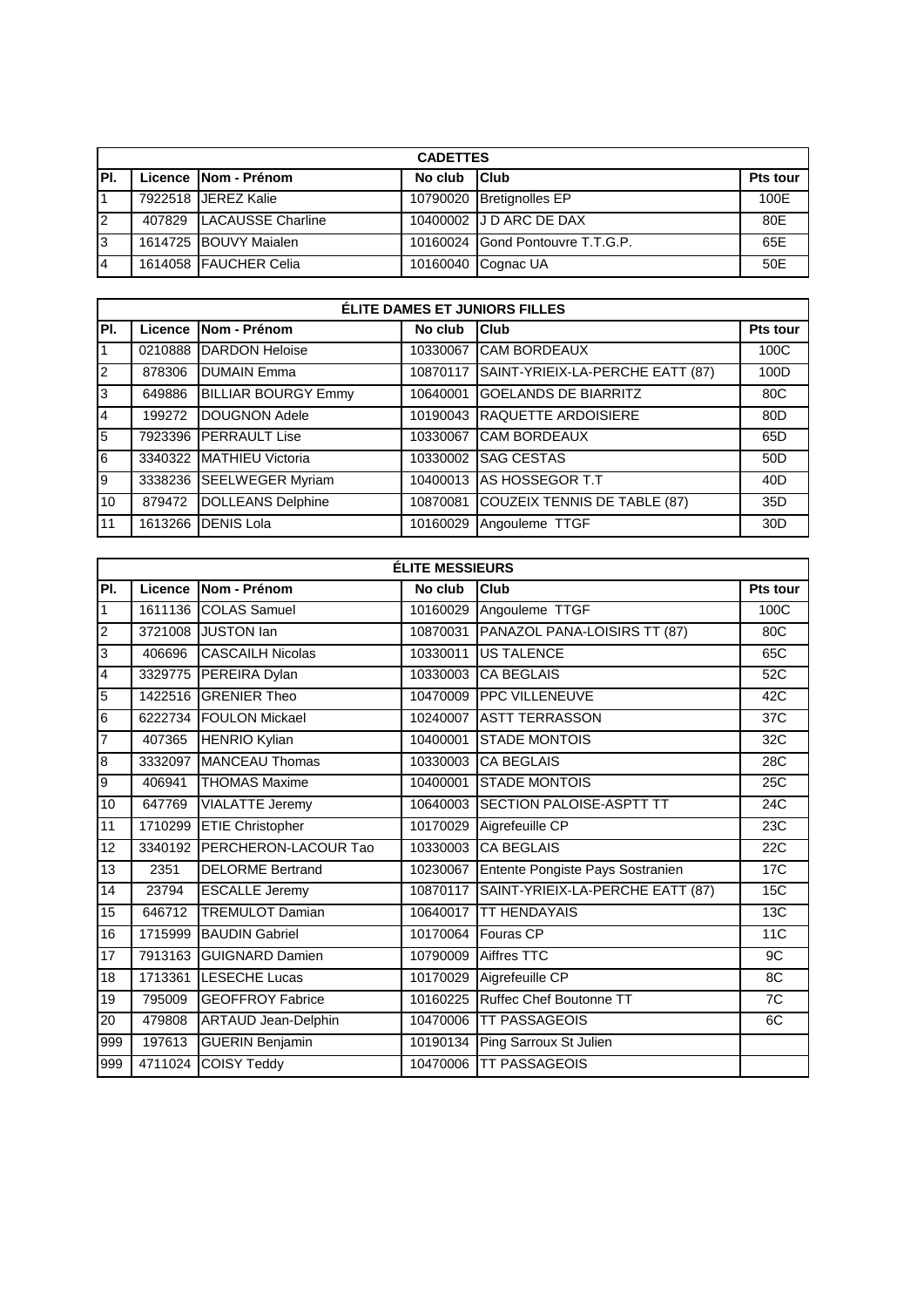| CADETTES | | | | | |
|---|---|---|---|---|---|
| Pl. | Licence | Nom - Prénom | No club | Club | Pts tour |
| 1 | 7922518 | JEREZ Kalie | 10790020 | Bretignolles EP | 100E |
| 2 | 407829 | LACAUSSE Charline | 10400002 | J D ARC DE DAX | 80E |
| 3 | 1614725 | BOUVY Maialen | 10160024 | Gond Pontouvre T.T.G.P. | 65E |
| 4 | 1614058 | FAUCHER Celia | 10160040 | Cognac UA | 50E |

| ÉLITE DAMES ET JUNIORS FILLES | | | | | |
|---|---|---|---|---|---|
| Pl. | Licence | Nom - Prénom | No club | Club | Pts tour |
| 1 | 0210888 | DARDON Heloise | 10330067 | CAM BORDEAUX | 100C |
| 2 | 878306 | DUMAIN Emma | 10870117 | SAINT-YRIEIX-LA-PERCHE EATT (87) | 100D |
| 3 | 649886 | BILLIAR BOURGY Emmy | 10640001 | GOELANDS DE BIARRITZ | 80C |
| 4 | 199272 | DOUGNON Adele | 10190043 | RAQUETTE ARDOISIERE | 80D |
| 5 | 7923396 | PERRAULT Lise | 10330067 | CAM BORDEAUX | 65D |
| 6 | 3340322 | MATHIEU Victoria | 10330002 | SAG CESTAS | 50D |
| 9 | 3338236 | SEELWEGER Myriam | 10400013 | AS HOSSEGOR T.T | 40D |
| 10 | 879472 | DOLLEANS Delphine | 10870081 | COUZEIX TENNIS DE TABLE (87) | 35D |
| 11 | 1613266 | DENIS Lola | 10160029 | Angouleme TTGF | 30D |

| ÉLITE MESSIEURS | | | | | |
|---|---|---|---|---|---|
| Pl. | Licence | Nom - Prénom | No club | Club | Pts tour |
| 1 | 1611136 | COLAS Samuel | 10160029 | Angouleme TTGF | 100C |
| 2 | 3721008 | JUSTON Ian | 10870031 | PANAZOL PANA-LOISIRS TT (87) | 80C |
| 3 | 406696 | CASCAILH Nicolas | 10330011 | US TALENCE | 65C |
| 4 | 3329775 | PEREIRA Dylan | 10330003 | CA BEGLAIS | 52C |
| 5 | 1422516 | GRENIER Theo | 10470009 | PPC VILLENEUVE | 42C |
| 6 | 6222734 | FOULON Mickael | 10240007 | ASTT TERRASSON | 37C |
| 7 | 407365 | HENRIO Kylian | 10400001 | STADE MONTOIS | 32C |
| 8 | 3332097 | MANCEAU Thomas | 10330003 | CA BEGLAIS | 28C |
| 9 | 406941 | THOMAS Maxime | 10400001 | STADE MONTOIS | 25C |
| 10 | 647769 | VIALATTE Jeremy | 10640003 | SECTION PALOISE-ASPTT TT | 24C |
| 11 | 1710299 | ETIE Christopher | 10170029 | Aigrefeuille CP | 23C |
| 12 | 3340192 | PERCHERON-LACOUR Tao | 10330003 | CA BEGLAIS | 22C |
| 13 | 2351 | DELORME Bertrand | 10230067 | Entente Pongiste Pays Sostranien | 17C |
| 14 | 23794 | ESCALLE Jeremy | 10870117 | SAINT-YRIEIX-LA-PERCHE EATT (87) | 15C |
| 15 | 646712 | TREMULOT Damian | 10640017 | TT HENDAYAIS | 13C |
| 16 | 1715999 | BAUDIN Gabriel | 10170064 | Fouras CP | 11C |
| 17 | 7913163 | GUIGNARD Damien | 10790009 | Aiffres TTC | 9C |
| 18 | 1713361 | LESECHE Lucas | 10170029 | Aigrefeuille CP | 8C |
| 19 | 795009 | GEOFFROY Fabrice | 10160225 | Ruffec Chef Boutonne TT | 7C |
| 20 | 479808 | ARTAUD Jean-Delphin | 10470006 | TT PASSAGEOIS | 6C |
| 999 | 197613 | GUERIN Benjamin | 10190134 | Ping Sarroux St Julien | |
| 999 | 4711024 | COISY Teddy | 10470006 | TT PASSAGEOIS | |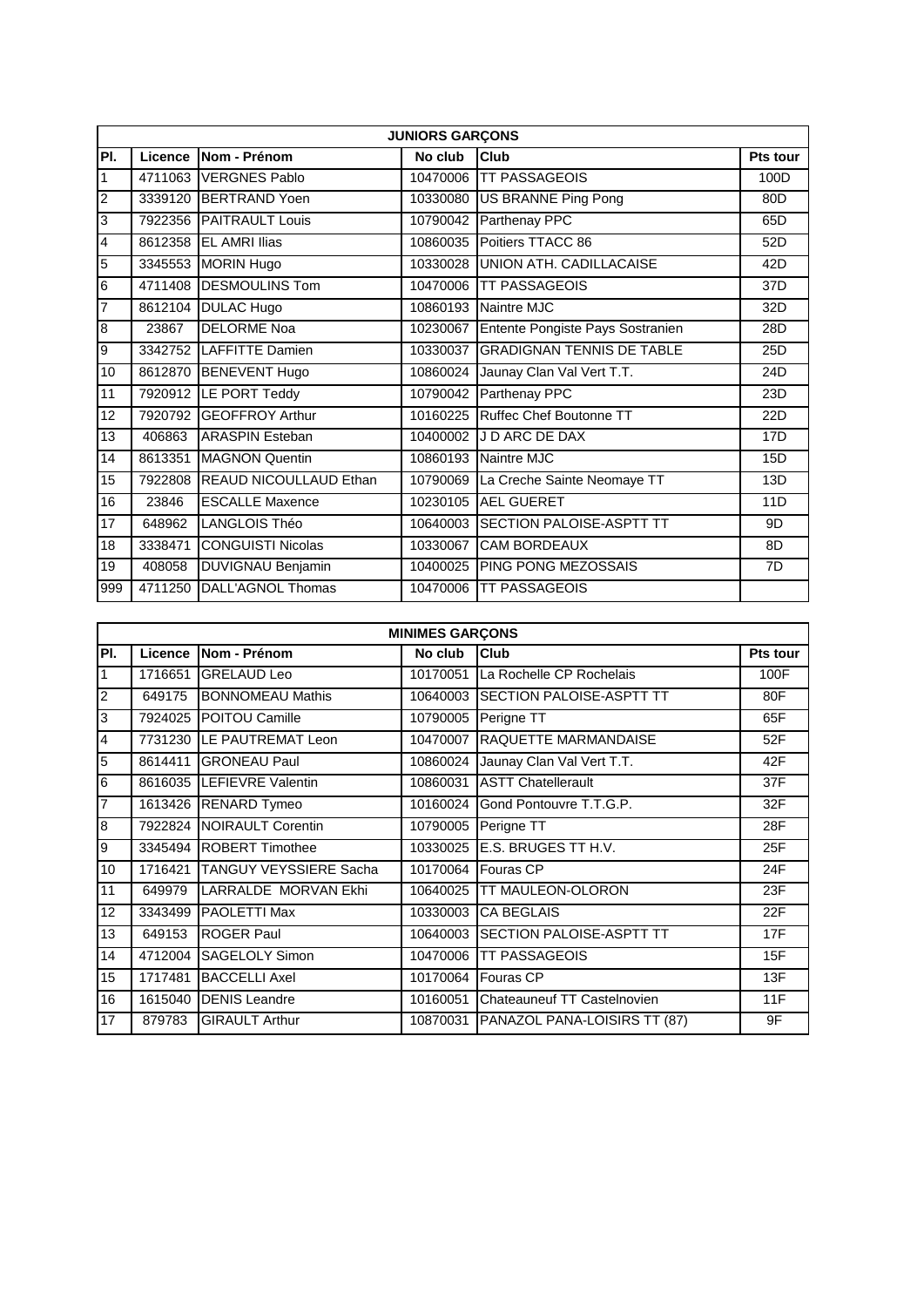| JUNIORS GARÇONS | | | | | |
|---|---|---|---|---|---|
| Pl. | Licence | Nom - Prénom | No club | Club | Pts tour |
| 1 | 4711063 | VERGNES Pablo | 10470006 | TT PASSAGEOIS | 100D |
| 2 | 3339120 | BERTRAND Yoen | 10330080 | US BRANNE Ping Pong | 80D |
| 3 | 7922356 | PAITRAULT Louis | 10790042 | Parthenay PPC | 65D |
| 4 | 8612358 | EL AMRI Ilias | 10860035 | Poitiers TTACC 86 | 52D |
| 5 | 3345553 | MORIN Hugo | 10330028 | UNION ATH. CADILLACAISE | 42D |
| 6 | 4711408 | DESMOULINS Tom | 10470006 | TT PASSAGEOIS | 37D |
| 7 | 8612104 | DULAC Hugo | 10860193 | Naintre MJC | 32D |
| 8 | 23867 | DELORME Noa | 10230067 | Entente Pongiste Pays Sostranien | 28D |
| 9 | 3342752 | LAFFITTE Damien | 10330037 | GRADIGNAN TENNIS DE TABLE | 25D |
| 10 | 8612870 | BENEVENT Hugo | 10860024 | Jaunay Clan Val Vert T.T. | 24D |
| 11 | 7920912 | LE PORT Teddy | 10790042 | Parthenay PPC | 23D |
| 12 | 7920792 | GEOFFROY Arthur | 10160225 | Ruffec Chef Boutonne TT | 22D |
| 13 | 406863 | ARASPIN Esteban | 10400002 | J D ARC DE DAX | 17D |
| 14 | 8613351 | MAGNON Quentin | 10860193 | Naintre MJC | 15D |
| 15 | 7922808 | REAUD NICOULLAUD Ethan | 10790069 | La Creche Sainte Neomaye TT | 13D |
| 16 | 23846 | ESCALLE Maxence | 10230105 | AEL GUERET | 11D |
| 17 | 648962 | LANGLOIS Théo | 10640003 | SECTION PALOISE-ASPTT TT | 9D |
| 18 | 3338471 | CONGUISTI Nicolas | 10330067 | CAM BORDEAUX | 8D |
| 19 | 408058 | DUVIGNAU Benjamin | 10400025 | PING PONG MEZOSSAIS | 7D |
| 999 | 4711250 | DALL'AGNOL Thomas | 10470006 | TT PASSAGEOIS | |

| MINIMES GARÇONS | | | | | |
|---|---|---|---|---|---|
| Pl. | Licence | Nom - Prénom | No club | Club | Pts tour |
| 1 | 1716651 | GRELAUD Leo | 10170051 | La Rochelle CP Rochelais | 100F |
| 2 | 649175 | BONNOMEAU Mathis | 10640003 | SECTION PALOISE-ASPTT TT | 80F |
| 3 | 7924025 | POITOU Camille | 10790005 | Perigne TT | 65F |
| 4 | 7731230 | LE PAUTREMAT Leon | 10470007 | RAQUETTE MARMANDAISE | 52F |
| 5 | 8614411 | GRONEAU Paul | 10860024 | Jaunay Clan Val Vert T.T. | 42F |
| 6 | 8616035 | LEFIEVRE Valentin | 10860031 | ASTT Chatellerault | 37F |
| 7 | 1613426 | RENARD Tymeo | 10160024 | Gond Pontouvre T.T.G.P. | 32F |
| 8 | 7922824 | NOIRAULT Corentin | 10790005 | Perigne TT | 28F |
| 9 | 3345494 | ROBERT Timothee | 10330025 | E.S. BRUGES TT H.V. | 25F |
| 10 | 1716421 | TANGUY VEYSSIERE Sacha | 10170064 | Fouras CP | 24F |
| 11 | 649979 | LARRALDE MORVAN Ekhi | 10640025 | TT MAULEON-OLORON | 23F |
| 12 | 3343499 | PAOLETTI Max | 10330003 | CA BEGLAIS | 22F |
| 13 | 649153 | ROGER Paul | 10640003 | SECTION PALOISE-ASPTT TT | 17F |
| 14 | 4712004 | SAGELOLY Simon | 10470006 | TT PASSAGEOIS | 15F |
| 15 | 1717481 | BACCELLI Axel | 10170064 | Fouras CP | 13F |
| 16 | 1615040 | DENIS Leandre | 10160051 | Chateauneuf TT Castelnovien | 11F |
| 17 | 879783 | GIRAULT Arthur | 10870031 | PANAZOL PANA-LOISIRS TT (87) | 9F |